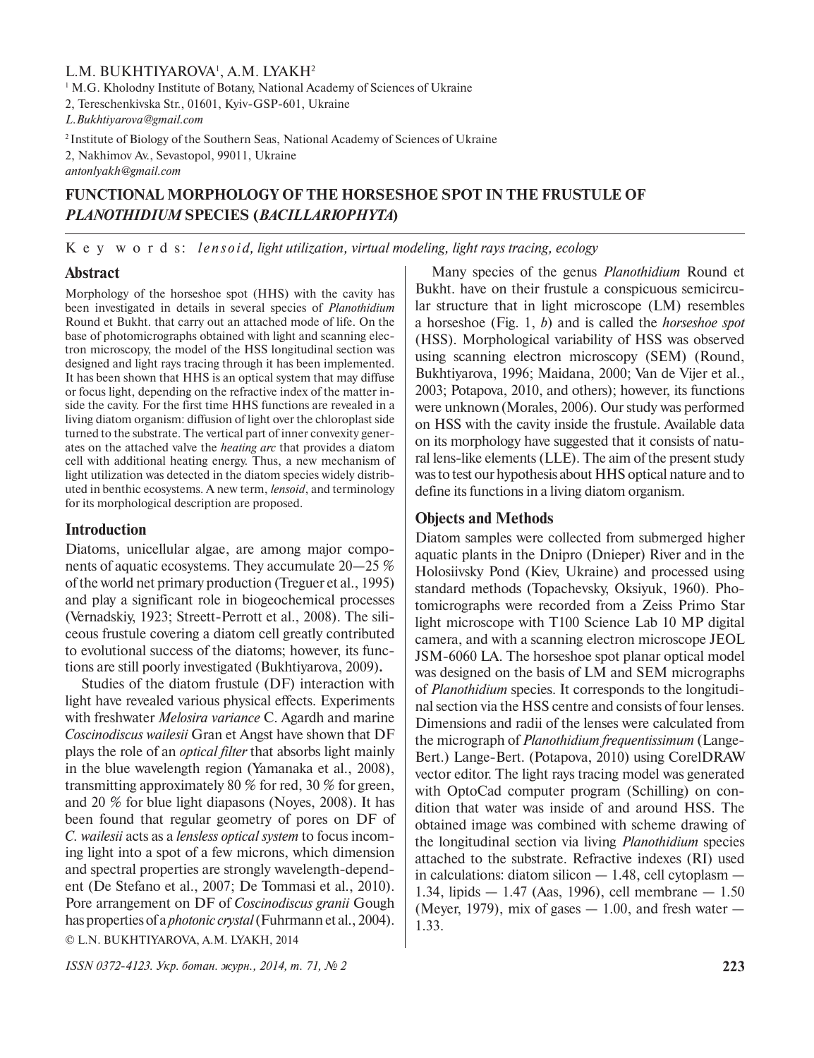L.M. BUKHTIYAROVA[1], A.M. LYAKH[2]

[1] M.G. Kholodny Institute of Botany, National Academy of Sciences of Ukraine
2, Tereschenkivska Str., 01601, Kyiv-GSP-601, Ukraine
*L.Bukhtiyarova@gmail.com*

[2] Institute of Biology of the Southern Seas, National Academy of Sciences of Ukraine
2, Nakhimov Av., Sevastopol, 99011, Ukraine
*antonlyakh@gmail.com*

# FUNCTIONAL MORPHOLOGY OF THE HORSESHOE SPOT IN THE FRUSTULE OF *PLANOTHIDIUM* SPECIES (*BACILLARIOPHYTA*)

K e y w o r d s: *lensoid, light utilization, virtual modeling, light rays tracing, ecology*

## Abstract

Morphology of the horseshoe spot (HHS) with the cavity has been investigated in details in several species of *Planothidium* Round et Bukht. that carry out an attached mode of life. On the base of photomicrographs obtained with light and scanning electron microscopy, the model of the HSS longitudinal section was designed and light rays tracing through it has been implemented. It has been shown that HHS is an optical system that may diffuse or focus light, depending on the refractive index of the matter inside the cavity. For the first time HHS functions are revealed in a living diatom organism: diffusion of light over the chloroplast side turned to the substrate. The vertical part of inner convexity generates on the attached valve the *heating arc* that provides a diatom cell with additional heating energy. Thus, a new mechanism of light utilization was detected in the diatom species widely distributed in benthic ecosystems. A new term, *lensoid*, and terminology for its morphological description are proposed.

## Introduction

Diatoms, unicellular algae, are among major components of aquatic ecosystems. They accumulate 20—25 % of the world net primary production (Treguer et al., 1995) and play a significant role in biogeochemical processes (Vernadskiy, 1923; Streett-Perrott et al., 2008). The siliceous frustule covering a diatom cell greatly contributed to evolutional success of the diatoms; however, its functions are still poorly investigated (Bukhtiyarova, 2009).

Studies of the diatom frustule (DF) interaction with light have revealed various physical effects. Experiments with freshwater *Melosira variance* C. Agardh and marine *Coscinodiscus wailesii* Gran et Angst have shown that DF plays the role of an *optical filter* that absorbs light mainly in the blue wavelength region (Yamanaka et al., 2008), transmitting approximately 80 % for red, 30 % for green, and 20 % for blue light diapasons (Noyes, 2008). It has been found that regular geometry of pores on DF of *C. wailesii* acts as a *lensless optical system* to focus incoming light into a spot of a few microns, which dimension and spectral properties are strongly wavelength-dependent (De Stefano et al., 2007; De Tommasi et al., 2010). Pore arrangement on DF of *Coscinodiscus granii* Gough has properties of a *photonic crystal* (Fuhrmann et al., 2004).

© L.N. BUKHTIYAROVA, A.M. LYAKH, 2014

Many species of the genus *Planothidium* Round et Bukht. have on their frustule a conspicuous semicircular structure that in light microscope (LM) resembles a horseshoe (Fig. 1, *b*) and is called the *horseshoe spot* (HSS). Morphological variability of HSS was observed using scanning electron microscopy (SEM) (Round, Bukhtiyarova, 1996; Maidana, 2000; Van de Vijer et al., 2003; Potapova, 2010, and others); however, its functions were unknown (Morales, 2006). Our study was performed on HSS with the cavity inside the frustule. Available data on its morphology have suggested that it consists of natural lens-like elements (LLE). The aim of the present study was to test our hypothesis about HHS optical nature and to define its functions in a living diatom organism.

## Objects and Methods

Diatom samples were collected from submerged higher aquatic plants in the Dnipro (Dnieper) River and in the Holosiivsky Pond (Kiev, Ukraine) and processed using standard methods (Topachevsky, Oksiyuk, 1960). Photomicrographs were recorded from a Zeiss Primo Star light microscope with T100 Science Lab 10 MP digital camera, and with a scanning electron microscope JEOL JSM-6060 LA. The horseshoe spot planar optical model was designed on the basis of LM and SEM micrographs of *Planothidium* species. It corresponds to the longitudinal section via the HSS centre and consists of four lenses. Dimensions and radii of the lenses were calculated from the micrograph of *Planothidium frequentissimum* (Lange-Bert.) Lange-Bert. (Potapova, 2010) using CorelDRAW vector editor. The light rays tracing model was generated with OptoCad computer program (Schilling) on condition that water was inside of and around HSS. The obtained image was combined with scheme drawing of the longitudinal section via living *Planothidium* species attached to the substrate. Refractive indexes (RI) used in calculations: diatom silicon — 1.48, cell cytoplasm — 1.34, lipids — 1.47 (Aas, 1996), cell membrane — 1.50 (Meyer, 1979), mix of gases — 1.00, and fresh water — 1.33.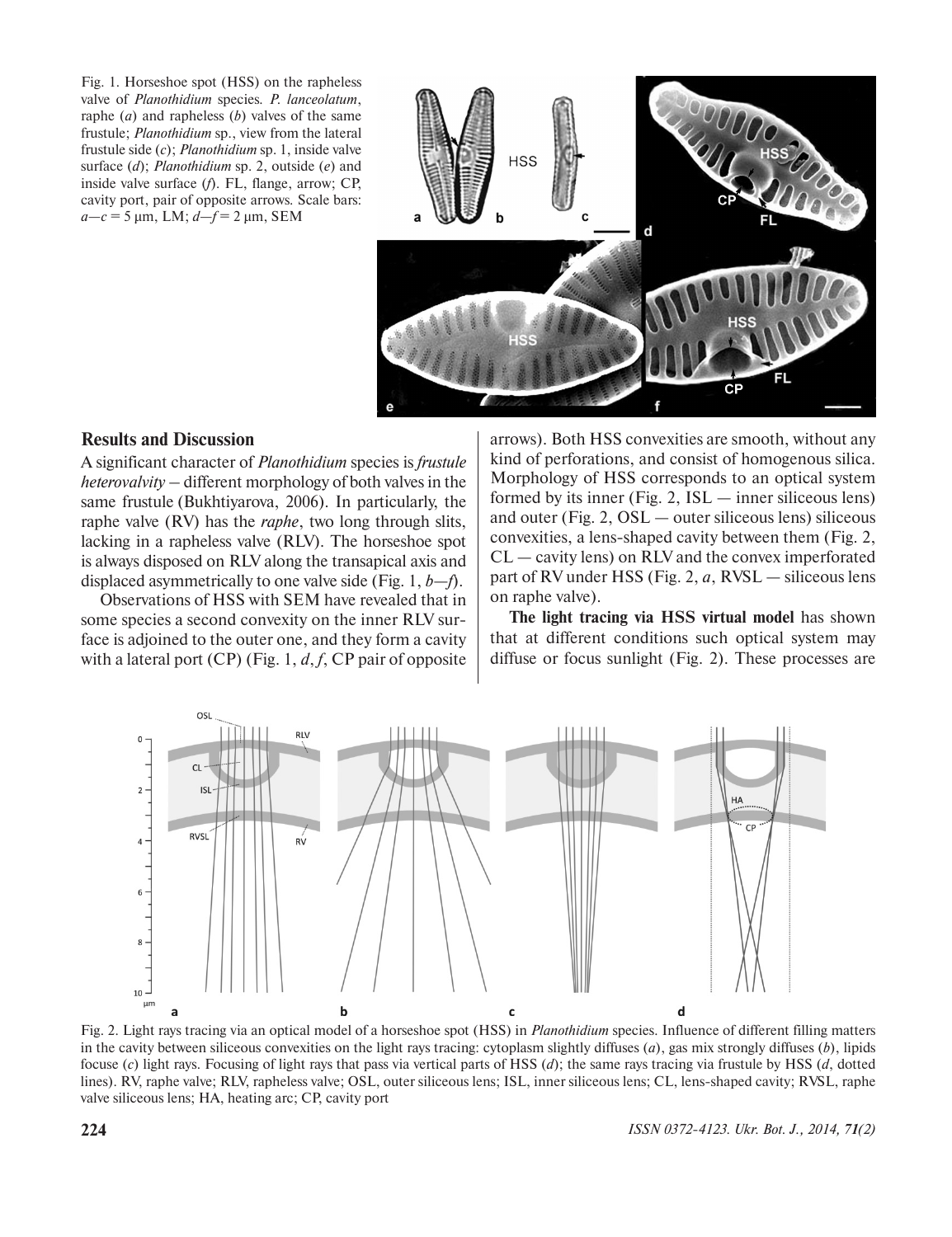Fig. 1. Horseshoe spot (HSS) on the rapheless valve of *Planothidium* species. *P. lanceolatum*, raphe (*a*) and rapheless (*b*) valves of the same frustule; *Planothidium* sp., view from the lateral frustule side (*c*); *Planothidium* sp. 1, inside valve surface (*d*); *Planothidium* sp. 2, outside (*e*) and inside valve surface (*f*). FL, flange, arrow; CP, cavity port, pair of opposite arrows. Scale bars: *a*—*c* = 5 μm, LM; *d*—*f* = 2 μm, SEM

## Results and Discussion

A significant character of *Planothidium* species is *frustule heterovalvity* – different morphology of both valves in the same frustule (Bukhtiyarova, 2006). In particularly, the raphe valve (RV) has the *raphe*, two long through slits, lacking in a rapheless valve (RLV). The horseshoe spot is always disposed on RLV along the transapical axis and displaced asymmetrically to one valve side (Fig. 1, *b*—*f*).

Observations of HSS with SEM have revealed that in some species a second convexity on the inner RLV surface is adjoined to the outer one, and they form a cavity with a lateral port (CP) (Fig. 1, *d*, *f*, CP pair of opposite arrows). Both HSS convexities are smooth, without any kind of perforations, and consist of homogenous silica. Morphology of HSS corresponds to an optical system formed by its inner (Fig. 2, ISL — inner siliceous lens) and outer (Fig. 2, OSL — outer siliceous lens) siliceous convexities, a lens-shaped cavity between them (Fig. 2, CL — cavity lens) on RLV and the convex imperforated part of RV under HSS (Fig. 2, *a*, RVSL — siliceous lens on raphe valve).

**The light tracing via HSS virtual model** has shown that at different conditions such optical system may diffuse or focus sunlight (Fig. 2). These processes are

Fig. 2. Light rays tracing via an optical model of a horseshoe spot (HSS) in *Planothidium* species. Influence of different filling matters in the cavity between siliceous convexities on the light rays tracing: cytoplasm slightly diffuses (*a*), gas mix strongly diffuses (*b*), lipids focuse (*c*) light rays. Focusing of light rays that pass via vertical parts of HSS (*d*); the same rays tracing via frustule by HSS (*d*, dotted lines). RV, raphe valve; RLV, rapheless valve; OSL, outer siliceous lens; ISL, inner siliceous lens; CL, lens-shaped cavity; RVSL, raphe valve siliceous lens; HA, heating arc; CP, cavity port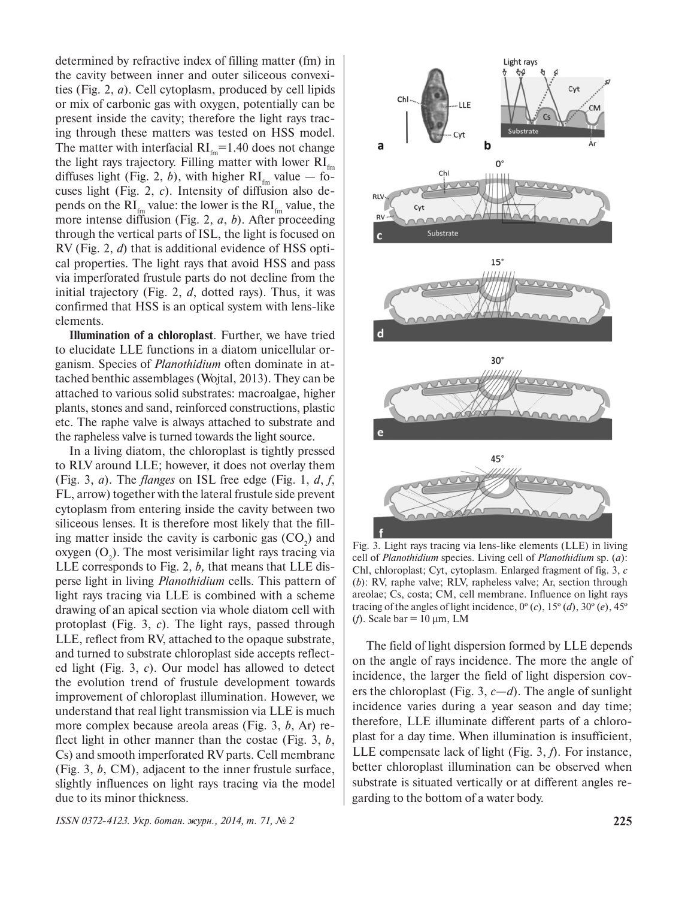determined by refractive index of filling matter (fm) in the cavity between inner and outer siliceous convexities (Fig. 2, *a*). Cell cytoplasm, produced by cell lipids or mix of carbonic gas with oxygen, potentially can be present inside the cavity; therefore the light rays tracing through these matters was tested on HSS model. The matter with interfacial $RI_{fm}$=1.40 does not change the light rays trajectory. Filling matter with lower $RI_{fm}$ diffuses light (Fig. 2, *b*), with higher $RI_{fm}$ value — focuses light (Fig. 2, *c*). Intensity of diffusion also depends on the $RI_{fm}$ value: the lower is the $RI_{fm}$ value, the more intense diffusion (Fig. 2, *a*, *b*). After proceeding through the vertical parts of ISL, the light is focused on RV (Fig. 2, *d*) that is additional evidence of HSS optical properties. The light rays that avoid HSS and pass via imperforated frustule parts do not decline from the initial trajectory (Fig. 2, *d*, dotted rays). Thus, it was confirmed that HSS is an optical system with lens-like elements.

**Illumination of a chloroplast**. Further, we have tried to elucidate LLE functions in a diatom unicellular organism. Species of *Planothidium* often dominate in attached benthic assemblages (Wojtal, 2013). They can be attached to various solid substrates: macroalgae, higher plants, stones and sand, reinforced constructions, plastic etc. The raphe valve is always attached to substrate and the rapheless valve is turned towards the light source.

In a living diatom, the chloroplast is tightly pressed to RLV around LLE; however, it does not overlay them (Fig. 3, *a*). The *flanges* on ISL free edge (Fig. 1, *d*, *f*, FL, arrow) together with the lateral frustule side prevent cytoplasm from entering inside the cavity between two siliceous lenses. It is therefore most likely that the filling matter inside the cavity is carbonic gas ($CO_2$) and oxygen ($O_2$). The most verisimilar light rays tracing via LLE corresponds to Fig. 2, *b*, that means that LLE disperse light in living *Planothidium* cells. This pattern of light rays tracing via LLE is combined with a scheme drawing of an apical section via whole diatom cell with protoplast (Fig. 3, *c*). The light rays, passed through LLE, reflect from RV, attached to the opaque substrate, and turned to substrate chloroplast side accepts reflected light (Fig. 3, *c*). Our model has allowed to detect the evolution trend of frustule development towards improvement of chloroplast illumination. However, we understand that real light transmission via LLE is much more complex because areola areas (Fig. 3, *b*, Ar) reflect light in other manner than the costae (Fig. 3, *b*, Cs) and smooth imperforated RV parts. Cell membrane (Fig. 3, *b*, CM), adjacent to the inner frustule surface, slightly influences on light rays tracing via the model due to its minor thickness.

Fig. 3. Light rays tracing via lens-like elements (LLE) in living cell of *Planothidium* species. Living cell of *Planothidium* sp. (*a*): Chl, chloroplast; Cyt, cytoplasm. Enlarged fragment of fig. 3, *c* (*b*): RV, raphe valve; RLV, rapheless valve; Ar, section through areolae; Cs, costa; CM, cell membrane. Influence on light rays tracing of the angles of light incidence, 0º (*c*), 15º (*d*), 30º (*e*), 45º (*f*). Scale bar = 10 μm, LM

The field of light dispersion formed by LLE depends on the angle of rays incidence. The more the angle of incidence, the larger the field of light dispersion covers the chloroplast (Fig. 3, *c*—*d*). The angle of sunlight incidence varies during a year season and day time; therefore, LLE illuminate different parts of a chloroplast for a day time. When illumination is insufficient, LLE compensate lack of light (Fig. 3, *f*). For instance, better chloroplast illumination can be observed when substrate is situated vertically or at different angles regarding to the bottom of a water body.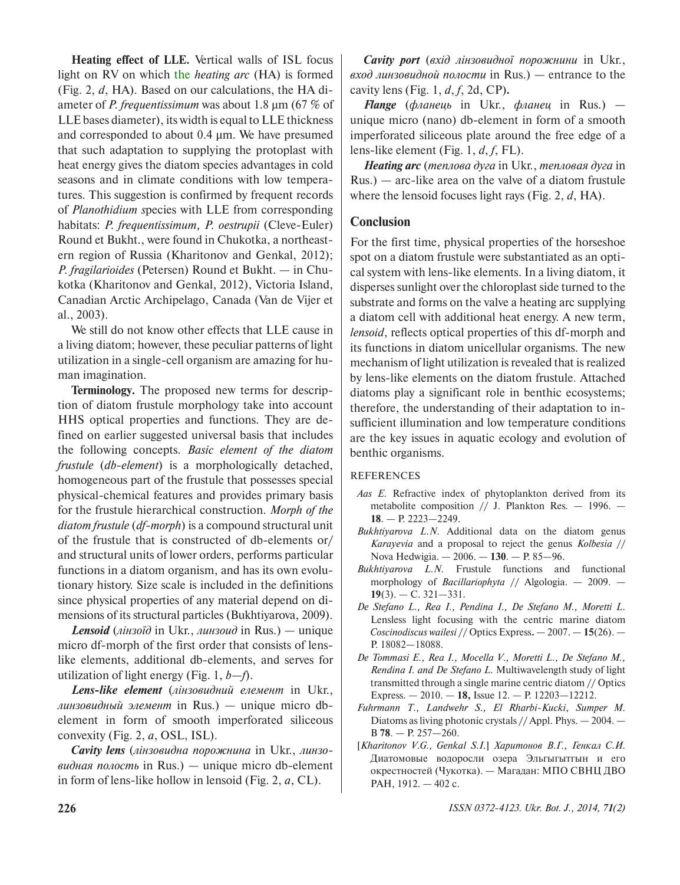**Heating effect of LLE.** Vertical walls of ISL focus light on RV on which the *heating arc* (HA) is formed (Fig. 2, *d*, HA). Based on our calculations, the HA diameter of *P. frequentissimum* was about 1.8 μm (67 % of LLE bases diameter), its width is equal to LLE thickness and corresponded to about 0.4 μm. We have presumed that such adaptation to supplying the protoplast with heat energy gives the diatom species advantages in cold seasons and in climate conditions with low temperatures. This suggestion is confirmed by frequent records of *Planothidium s*pecies with LLE from corresponding habitats: *P. frequentissimum, P. oestrupii* (Cleve-Euler) Round et Bukht., were found in Chukotka, a northeastern region of Russia (Kharitonov and Genkal, 2012); *P. fragilarioides* (Petersen) Round et Bukht. — in Chukotka (Kharitonov and Genkal, 2012), Victoria Island, Canadian Arctic Archipelago, Canada (Van de Vijer et al., 2003).

We still do not know other effects that LLE cause in a living diatom; however, these peculiar patterns of light utilization in a single-cell organism are amazing for human imagination.

**Terminology.** The proposed new terms for description of diatom frustule morphology take into account HHS optical properties and functions. They are defined on earlier suggested universal basis that includes the following concepts. *Basic element of the diatom frustule* (*db-element*) is a morphologically detached, homogeneous part of the frustule that possesses special physical-chemical features and provides primary basis for the frustule hierarchical construction. *Morph of the diatom frustule* (*df-morph*) is a compound structural unit of the frustule that is constructed of db-elements or/and structural units of lower orders, performs particular functions in a diatom organism, and has its own evolutionary history. Size scale is included in the definitions since physical properties of any material depend on dimensions of its structural particles (Bukhtiyarova, 2009).

***Lensoid*** (*лінзоїд* in Ukr., *линзоид* in Rus.) — unique micro df-morph of the first order that consists of lens-like elements, additional db-elements, and serves for utilization of light energy (Fig. 1, *b—f*).

***Lens-like element*** (*лінзовидний елемент* in Ukr., *линзовидный элемент* in Rus.) — unique micro db-element in form of smooth imperforated siliceous convexity (Fig. 2, *a*, OSL, ISL).

***Cavity lens*** (*лінзовидна порожнина* in Ukr., *линзовидная полость* in Rus.) — unique micro db-element in form of lens-like hollow in lensoid (Fig. 2, *a*, CL).

***Cavity port*** (*вхід лінзовидної порожнини* in Ukr., *вход линзовидной полости* in Rus.) — entrance to the cavity lens (Fig. 1, *d*, *f*, 2d, CP).

***Flange*** (*фланець* in Ukr., *фланец* in Rus.) — unique micro (nano) db-element in form of a smooth imperforated siliceous plate around the free edge of a lens-like element (Fig. 1, *d*, *f*, FL).

***Heating arc*** (*теплова дуга* in Ukr., *тепловая дуга* in Rus.) — arc-like area on the valve of a diatom frustule where the lensoid focuses light rays (Fig. 2, *d*, HA).

## Conclusion

For the first time, physical properties of the horseshoe spot on a diatom frustule were substantiated as an optical system with lens-like elements. In a living diatom, it disperses sunlight over the chloroplast side turned to the substrate and forms on the valve a heating arc supplying a diatom cell with additional heat energy. A new term, *lensoid*, reflects optical properties of this df-morph and its functions in diatom unicellular organisms. The new mechanism of light utilization is revealed that is realized by lens-like elements on the diatom frustule. Attached diatoms play a significant role in benthic ecosystems; therefore, the understanding of their adaptation to insufficient illumination and low temperature conditions are the key issues in aquatic ecology and evolution of benthic organisms.

## REFERENCES

*Aas E.* Refractive index of phytoplankton derived from its metabolite composition // J. Plankton Res. — 1996. — **18**. — P. 2223—2249.

*Bukhtiyarova L.N.* Additional data on the diatom genus *Karayevia* and a proposal to reject the genus *Kolbesia* // Nova Hedwigia. — 2006. — **130**. — P. 85—96.

*Bukhtiyarova L.N.* Frustule functions and functional morphology of *Bacillariophyta* // Algologia. — 2009. — **19**(3). — C. 321—331.

*De Stefano L., Rea I., Pendina I., De Stefano M., Moretti L.* Lensless light focusing with the centric marine diatom *Coscinodiscus wailesi* // Optics Express. — 2007. — **15**(26). — P. 18082—18088.

*De Tommasi E., Rea I., Mocella V., Moretti L., De Stefano M., Rendina I. and De Stefano L.* Multiwavelength study of light transmitted through a single marine centric diatom // Optics Express. — 2010. — **18,** Issue 12. — P. 12203—12212.

*Fuhrmann T., Landwehr S., El Rharbi-Kucki, Sumper M.* Diatoms as living photonic crystals // Appl. Phys. — 2004. — B **78**. — P. 257—260.

[*Kharitonov V.G., Genkal S.I.*] *Харитонов В.Г., Генкал С.И.* Диатомовые водоросли озера Эльгыгытгын и его окрестностей (Чукотка). — Магадан: МПО СВНЦ ДВО РАН, 1912. — 402 с.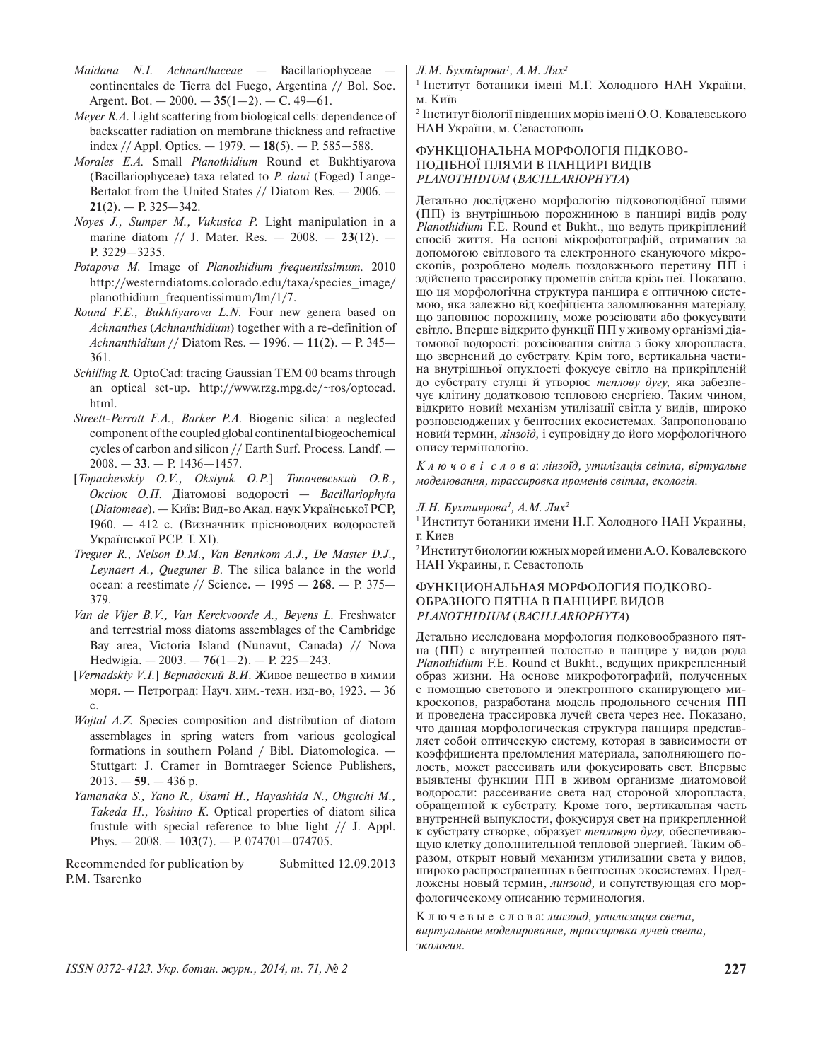*Maidana N.I.* *Achnanthaceae* — Bacillariophyceae — continentales de Tierra del Fuego, Argentina // Bol. Soc. Argent. Bot. — 2000. — **35**(1—2). — C. 49—61.

*Meyer R.A.* Light scattering from biological cells: dependence of backscatter radiation on membrane thickness and refractive index // Appl. Optics. — 1979. — **18**(5). — P. 585—588.

*Morales E.A.* Small *Planothidium* Round et Bukhtiyarova (Bacillariophyceae) taxa related to *P. daui* (Foged) Lange-Bertalot from the United States // Diatom Res. — 2006. — **21**(2). — P. 325—342.

*Noyes J., Sumper M., Vukusica P.* Light manipulation in a marine diatom // J. Mater. Res. — 2008. — **23**(12). — P. 3229—3235.

*Potapova M.* Image of *Planothidium frequentissimum*. 2010 http://westerndiatoms.colorado.edu/taxa/species_image/planothidium_frequentissimum/lm/1/7.

*Round F.E., Bukhtiyarova L.N.* Four new genera based on *Achnanthes* (*Achnanthidium*) together with a re-definition of *Achnanthidium* // Diatom Res. — 1996. — **11**(2). — P. 345—361.

*Schilling R.* OptoCad: tracing Gaussian TEM 00 beams through an optical set-up. http://www.rzg.mpg.de/~ros/optocad.html.

*Streett-Perrott F.A., Barker P.A.* Biogenic silica: a neglected component of the coupled global continental biogeochemical cycles of carbon and silicon // Earth Surf. Process. Landf. — 2008. — **33**. — P. 1436—1457.

[*Topachevskiy O.V., Oksiyuk O.P.*] *Топачевський О.В., Оксіюк О.П.* Діатомові водорості — *Bacillariophyta* (*Diatomeae*). — Київ: Вид-во Акад. наук Української РСР, І960. — 412 с. (Визначник прісноводних водоростей Української РСР. Т. XI).

*Treguer R., Nelson D.M., Van Bennkom A.J., De Master D.J., Leynaert A., Queguner B.* The silica balance in the world ocean: a reestimate // Science. — 1995 — **268**. — P. 375—379.

*Van de Vijer B.V., Van Kerckvoorde A., Beyens L.* Freshwater and terrestrial moss diatoms assemblages of the Cambridge Bay area, Victoria Island (Nunavut, Canada) // Nova Hedwigia. — 2003. — **76**(1—2). — P. 225—243.

[*Vernadskiy V.I.*] *Вернадский В.И.* Живое вещество в химии моря. — Петроград: Науч. хим.-техн. изд-во, 1923. — 36 с.

*Wojtal A.Z.* Species composition and distribution of diatom assemblages in spring waters from various geological formations in southern Poland / Bibl. Diatomologica. — Stuttgart: J. Cramer in Borntraeger Science Publishers, 2013. — **59.** — 436 p.

*Yamanaka S., Yano R., Usami H., Hayashida N., Ohguchi M., Takeda H., Yoshino K.* Optical properties of diatom silica frustule with special reference to blue light // J. Appl. Phys. — 2008. — **103**(7). — P. 074701—074705.

Recommended for publication by P.M. Tsarenko

Submitted 12.09.2013

*Л.М. Бухтіярова*[1], *А.М. Лях*[2]

[1] Інститут ботаніки імені М.Г. Холодного НАН України, м. Київ

[2] Інститут біології південних морів імені О.О. Ковалевського НАН України, м. Севастополь

## ФУНКЦІОНАЛЬНА МОРФОЛОГІЯ ПІДКОВОПОДІБНОЇ ПЛЯМИ В ПАНЦИРІ ВИДІВ *PLANOTHIDIUM* (*BACILLARIOPHYTA*)

Детально досліджено морфологію підковоподібної плями (ПП) із внутрішньою порожниною в панцирі видів роду *Planothidium* F.E. Round et Bukht., що ведуть прикріплений спосіб життя. На основі мікрофотографій, отриманих за допомогою світлового та електронного скануючого мікроскопів, розроблено модель поздовжнього перетину ПП і здійснено трассировку променів світла крізь неї. Показано, що ця морфологічна структура панцира є оптичною системою, яка залежно від коефіцієнта заломлювання матеріалу, що заповнює порожнину, може розсіювати або фокусувати світло. Вперше відкрито функції ПП у живому організмі діатомової водорості: розсіювання світла з боку хлоропласта, що звернений до субстрату. Крім того, вертикальна частина внутрішньої опуклості фокусує світло на прикріпленій до субстрату стулці й утворює *теплову дугу,* яка забезпечує клітину додатковою тепловою енергією. Таким чином, відкрито новий механізм утилізації світла у видів, широко розповсюджених у бентосних екосистемах. Запропоновано новий термін, *лінзоїд,* і супровідну до його морфологічного опису термінологію.

К л ю ч о в і   с л о в а: *лінзоїд, утилізація світла, віртуальне моделювання, трассировка променів світла, екологія.*

*Л.Н. Бухтиярова*[1], *А.М. Лях*[2]

[1] Институт ботаники имени Н.Г. Холодного НАН Украины, г. Киев

[2] Институт биологии южных морей имени А.О. Ковалевского НАН Украины, г. Севастополь

## ФУНКЦИОНАЛЬНАЯ МОРФОЛОГИЯ ПОДКОВООБРАЗНОГО ПЯТНА В ПАНЦИРЕ ВИДОВ *PLANOTHIDIUM* (*BACILLARIOPHYTA*)

Детально исследована морфология подковообразного пятна (ПП) с внутренней полостью в панцире у видов рода *Planothidium* F.E. Round et Bukht., ведущих прикрепленный образ жизни. На основе микрофотографий, полученных с помощью светового и электронного сканирующего микроскопов, разработана модель продольного сечения ПП и проведена трассировка лучей света через нее. Показано, что данная морфологическая структура панциря представляет собой оптическую систему, которая в зависимости от коэффициента преломления материала, заполняющего полость, может рассеивать или фокусировать свет. Впервые выявлены функции ПП в живом организме диатомовой водоросли: рассеивание света над стороной хлоропласта, обращенной к субстрату. Кроме того, вертикальная часть внутренней выпуклости, фокусируя свет на прикрепленной к субстрату створке, образует *тепловую дугу,* обеспечивающую клетку дополнительной тепловой энергией. Таким образом, открыт новый механизм утилизации света у видов, широко распространенных в бентосных экосистемах. Предложены новый термин, *линзоид,* и сопутствующая его морфологическому описанию терминология.

К л ю ч е в ы е   с л о в а: *линзоид, утилизация света, виртуальное моделирование, трассировка лучей света, экология.*